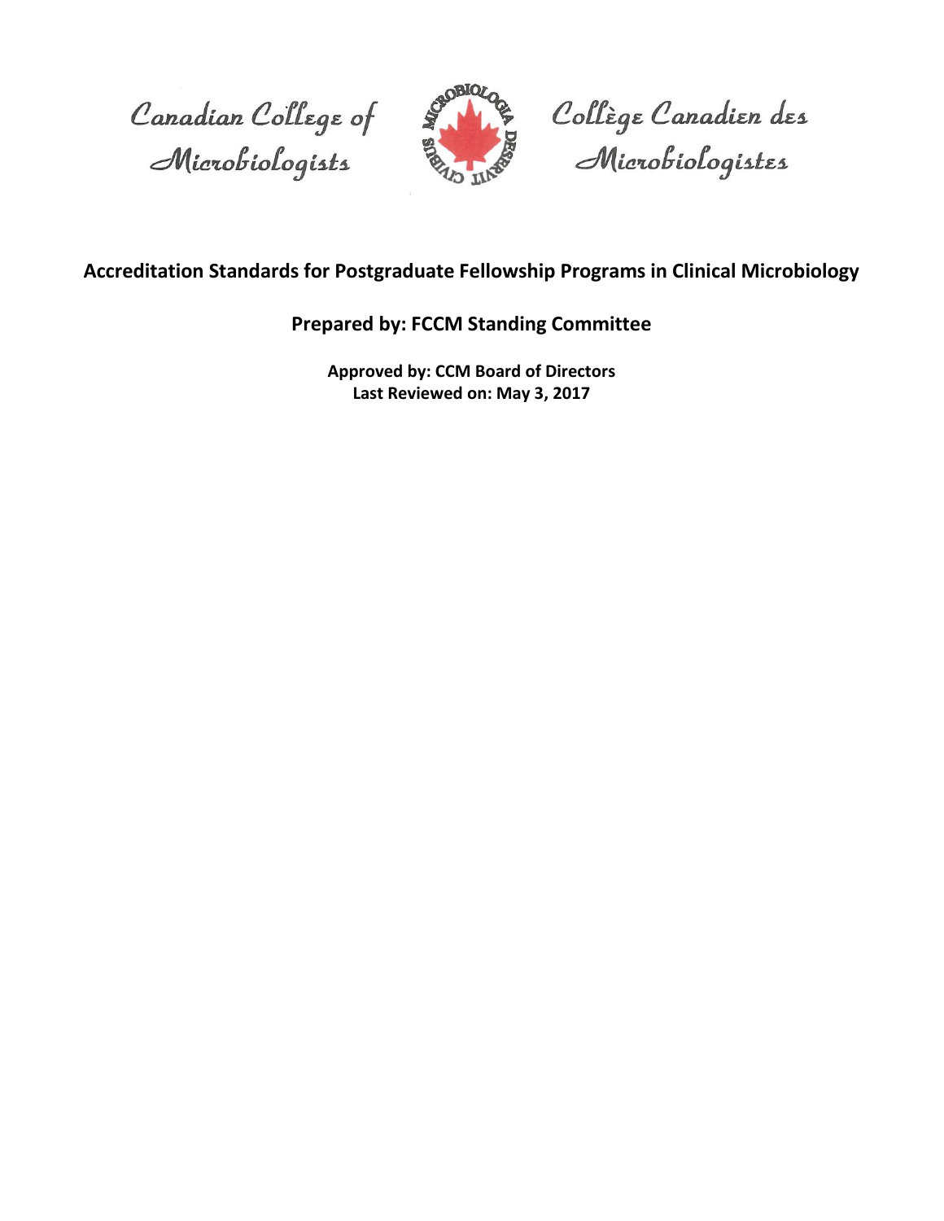Canadian College of Microbiologists

Collège Canadien des Microbiologistes

# Accreditation Standards for Postgraduate Fellowship Programs in Clinical Microbiology

## Prepared by: FCCM Standing Committee

**Approved by: CCM Board of Directors**
**Last Reviewed on: May 3, 2017**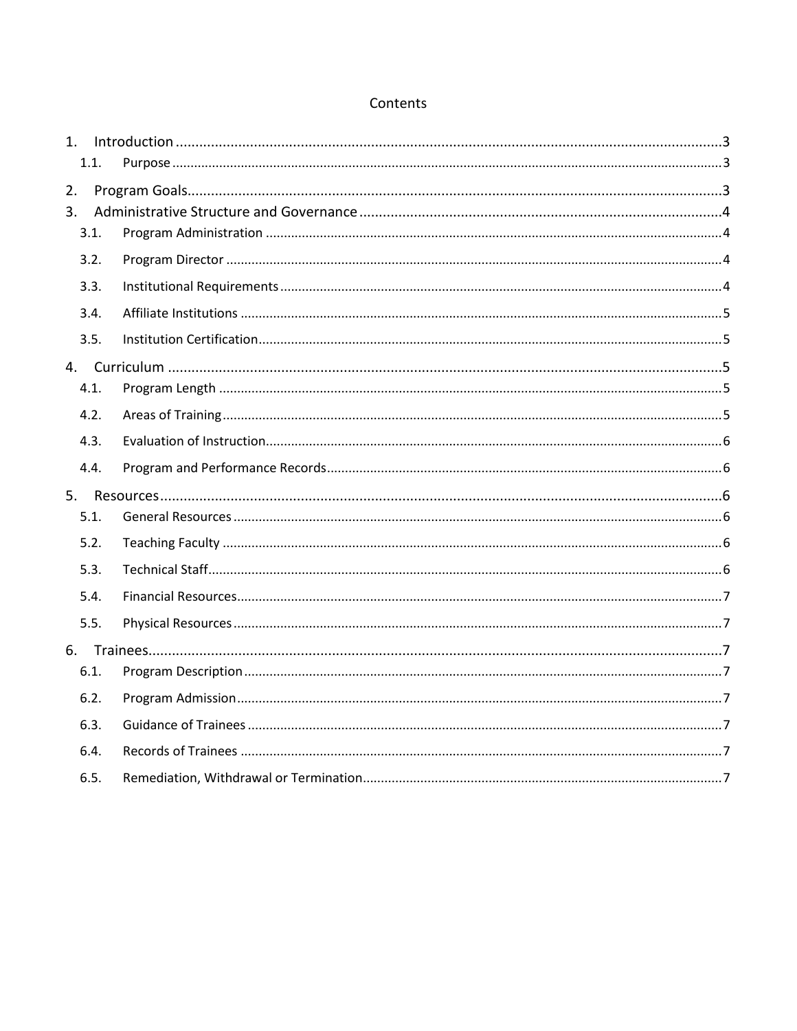# Contents

1. Introduction ........................................................................ 3
   1.1. Purpose ........................................................................ 3
2. Program Goals ........................................................................ 3
3. Administrative Structure and Governance ........................................................................ 4
   3.1. Program Administration ........................................................................ 4
   3.2. Program Director ........................................................................ 4
   3.3. Institutional Requirements ........................................................................ 4
   3.4. Affiliate Institutions ........................................................................ 5
   3.5. Institution Certification ........................................................................ 5
4. Curriculum ........................................................................ 5
   4.1. Program Length ........................................................................ 5
   4.2. Areas of Training ........................................................................ 5
   4.3. Evaluation of Instruction ........................................................................ 6
   4.4. Program and Performance Records ........................................................................ 6
5. Resources ........................................................................ 6
   5.1. General Resources ........................................................................ 6
   5.2. Teaching Faculty ........................................................................ 6
   5.3. Technical Staff ........................................................................ 6
   5.4. Financial Resources ........................................................................ 7
   5.5. Physical Resources ........................................................................ 7
6. Trainees ........................................................................ 7
   6.1. Program Description ........................................................................ 7
   6.2. Program Admission ........................................................................ 7
   6.3. Guidance of Trainees ........................................................................ 7
   6.4. Records of Trainees ........................................................................ 7
   6.5. Remediation, Withdrawal or Termination ........................................................................ 7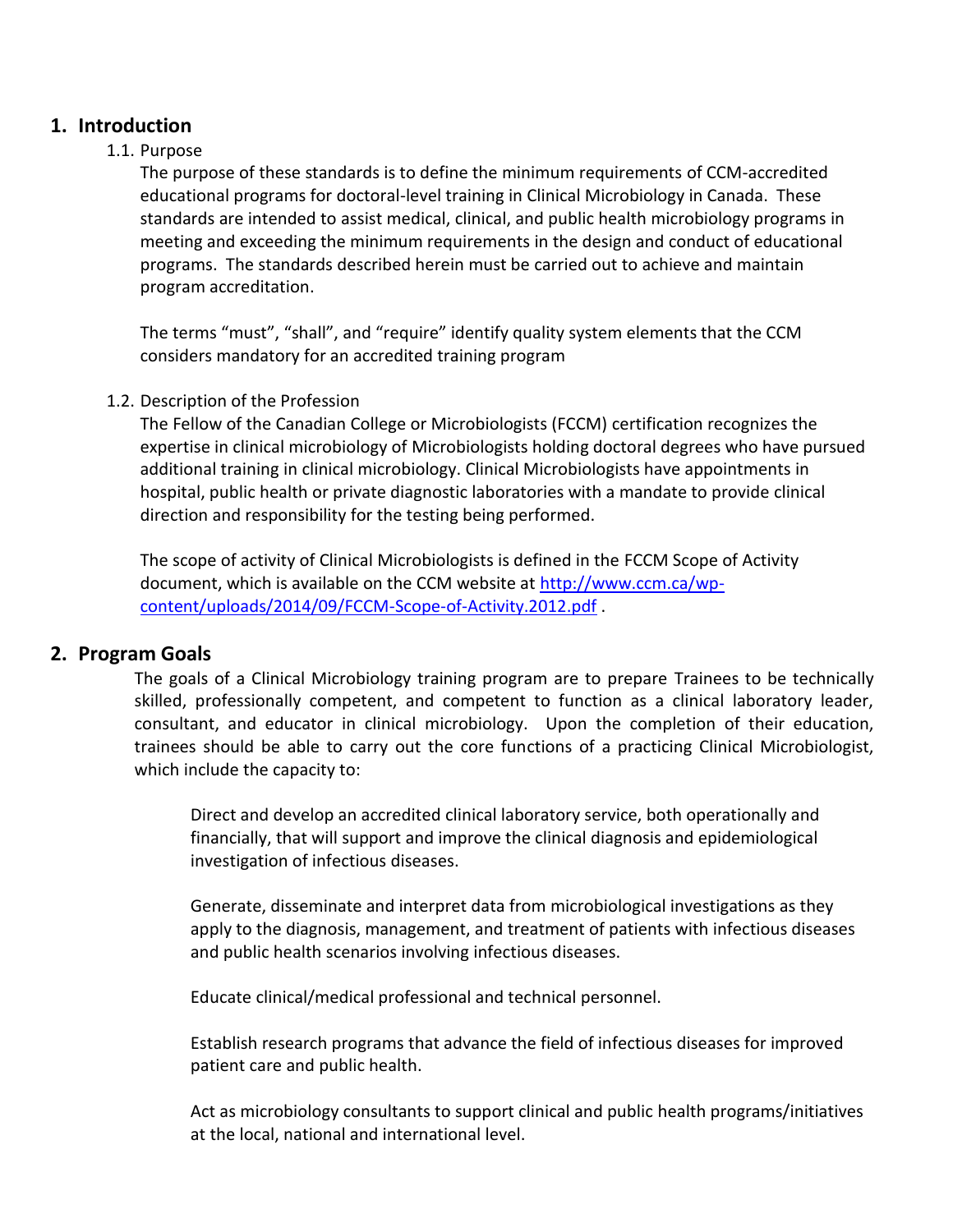## 1. Introduction

### 1.1. Purpose

The purpose of these standards is to define the minimum requirements of CCM-accredited educational programs for doctoral-level training in Clinical Microbiology in Canada. These standards are intended to assist medical, clinical, and public health microbiology programs in meeting and exceeding the minimum requirements in the design and conduct of educational programs. The standards described herein must be carried out to achieve and maintain program accreditation.

The terms "must", "shall", and "require" identify quality system elements that the CCM considers mandatory for an accredited training program

### 1.2. Description of the Profession

The Fellow of the Canadian College or Microbiologists (FCCM) certification recognizes the expertise in clinical microbiology of Microbiologists holding doctoral degrees who have pursued additional training in clinical microbiology. Clinical Microbiologists have appointments in hospital, public health or private diagnostic laboratories with a mandate to provide clinical direction and responsibility for the testing being performed.

The scope of activity of Clinical Microbiologists is defined in the FCCM Scope of Activity document, which is available on the CCM website at [http://www.ccm.ca/wp-content/uploads/2014/09/FCCM-Scope-of-Activity.2012.pdf](http://www.ccm.ca/wp-content/uploads/2014/09/FCCM-Scope-of-Activity.2012.pdf) .

## 2. Program Goals

The goals of a Clinical Microbiology training program are to prepare Trainees to be technically skilled, professionally competent, and competent to function as a clinical laboratory leader, consultant, and educator in clinical microbiology. Upon the completion of their education, trainees should be able to carry out the core functions of a practicing Clinical Microbiologist, which include the capacity to:

Direct and develop an accredited clinical laboratory service, both operationally and financially, that will support and improve the clinical diagnosis and epidemiological investigation of infectious diseases.

Generate, disseminate and interpret data from microbiological investigations as they apply to the diagnosis, management, and treatment of patients with infectious diseases and public health scenarios involving infectious diseases.

Educate clinical/medical professional and technical personnel.

Establish research programs that advance the field of infectious diseases for improved patient care and public health.

Act as microbiology consultants to support clinical and public health programs/initiatives at the local, national and international level.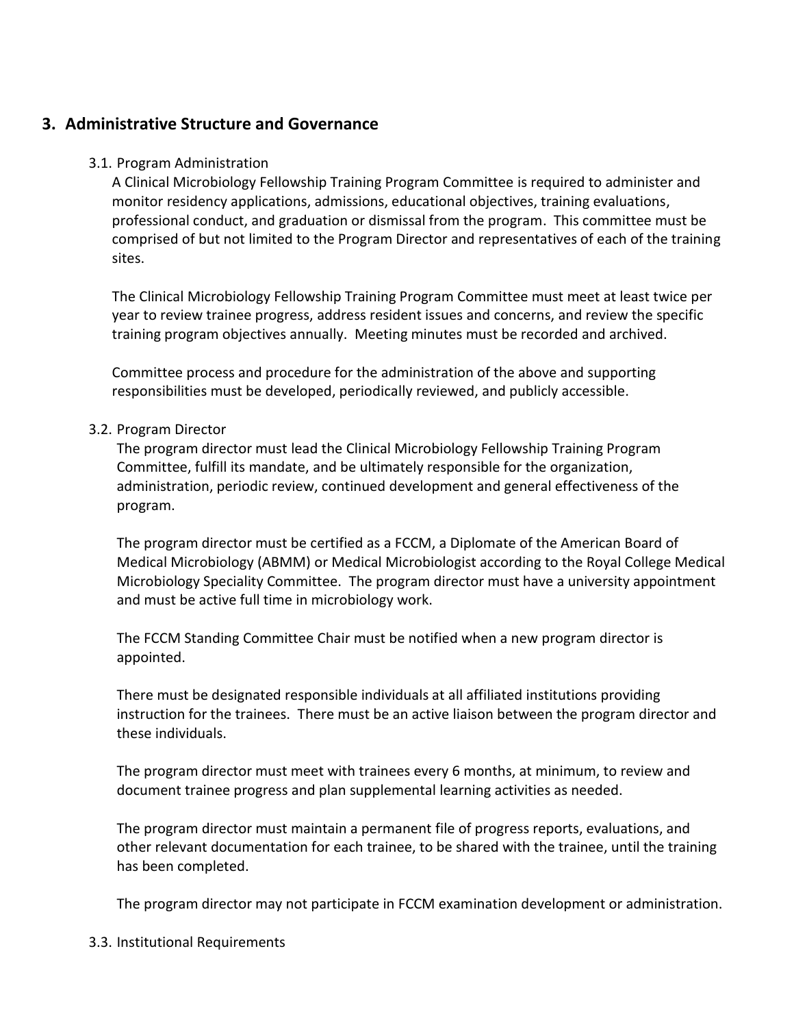## 3. Administrative Structure and Governance

### 3.1. Program Administration

A Clinical Microbiology Fellowship Training Program Committee is required to administer and monitor residency applications, admissions, educational objectives, training evaluations, professional conduct, and graduation or dismissal from the program. This committee must be comprised of but not limited to the Program Director and representatives of each of the training sites.

The Clinical Microbiology Fellowship Training Program Committee must meet at least twice per year to review trainee progress, address resident issues and concerns, and review the specific training program objectives annually. Meeting minutes must be recorded and archived.

Committee process and procedure for the administration of the above and supporting responsibilities must be developed, periodically reviewed, and publicly accessible.

### 3.2. Program Director

The program director must lead the Clinical Microbiology Fellowship Training Program Committee, fulfill its mandate, and be ultimately responsible for the organization, administration, periodic review, continued development and general effectiveness of the program.

The program director must be certified as a FCCM, a Diplomate of the American Board of Medical Microbiology (ABMM) or Medical Microbiologist according to the Royal College Medical Microbiology Speciality Committee. The program director must have a university appointment and must be active full time in microbiology work.

The FCCM Standing Committee Chair must be notified when a new program director is appointed.

There must be designated responsible individuals at all affiliated institutions providing instruction for the trainees. There must be an active liaison between the program director and these individuals.

The program director must meet with trainees every 6 months, at minimum, to review and document trainee progress and plan supplemental learning activities as needed.

The program director must maintain a permanent file of progress reports, evaluations, and other relevant documentation for each trainee, to be shared with the trainee, until the training has been completed.

The program director may not participate in FCCM examination development or administration.

### 3.3. Institutional Requirements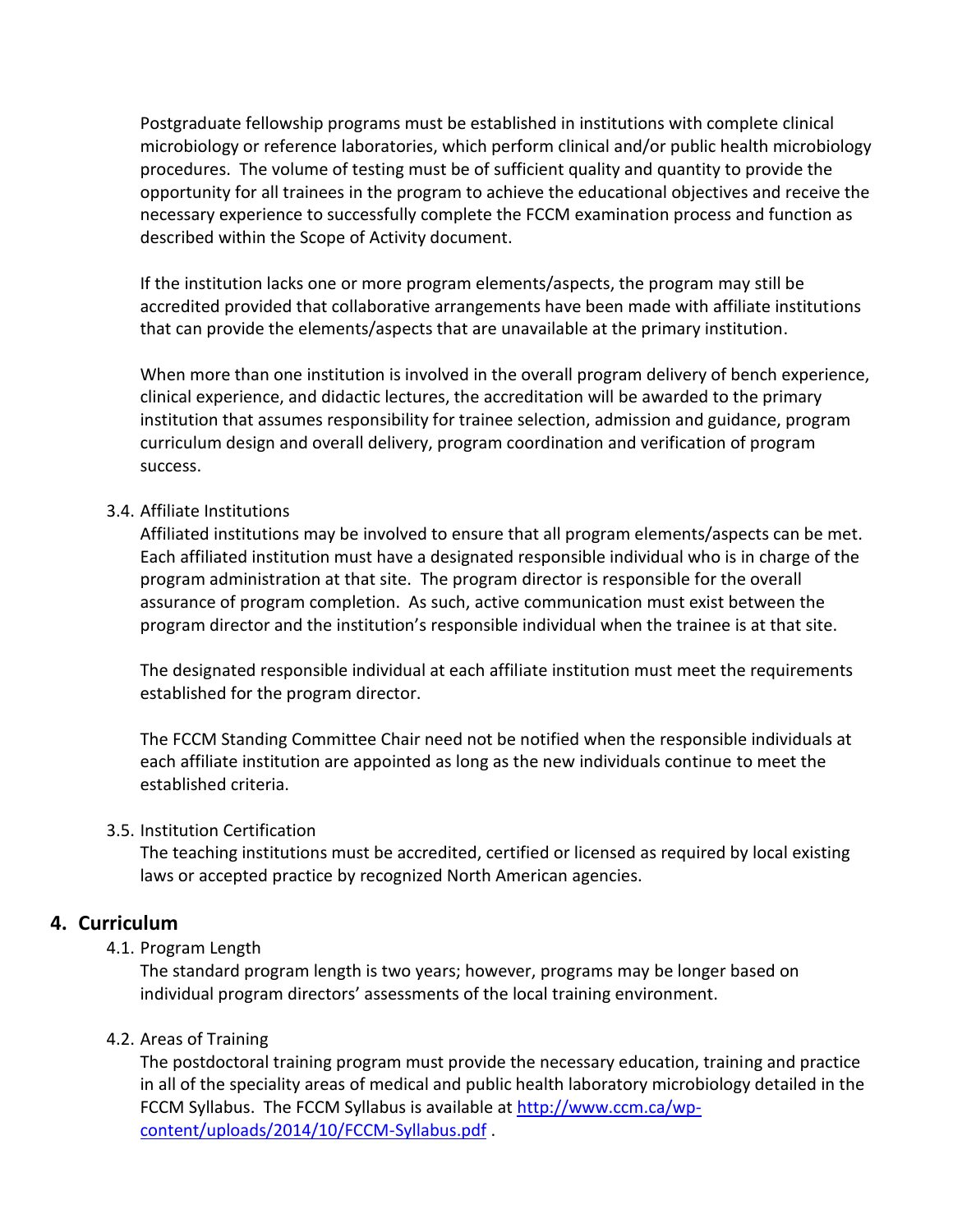Postgraduate fellowship programs must be established in institutions with complete clinical microbiology or reference laboratories, which perform clinical and/or public health microbiology procedures. The volume of testing must be of sufficient quality and quantity to provide the opportunity for all trainees in the program to achieve the educational objectives and receive the necessary experience to successfully complete the FCCM examination process and function as described within the Scope of Activity document.

If the institution lacks one or more program elements/aspects, the program may still be accredited provided that collaborative arrangements have been made with affiliate institutions that can provide the elements/aspects that are unavailable at the primary institution.

When more than one institution is involved in the overall program delivery of bench experience, clinical experience, and didactic lectures, the accreditation will be awarded to the primary institution that assumes responsibility for trainee selection, admission and guidance, program curriculum design and overall delivery, program coordination and verification of program success.

### 3.4. Affiliate Institutions

Affiliated institutions may be involved to ensure that all program elements/aspects can be met. Each affiliated institution must have a designated responsible individual who is in charge of the program administration at that site. The program director is responsible for the overall assurance of program completion. As such, active communication must exist between the program director and the institution's responsible individual when the trainee is at that site.

The designated responsible individual at each affiliate institution must meet the requirements established for the program director.

The FCCM Standing Committee Chair need not be notified when the responsible individuals at each affiliate institution are appointed as long as the new individuals continue to meet the established criteria.

### 3.5. Institution Certification

The teaching institutions must be accredited, certified or licensed as required by local existing laws or accepted practice by recognized North American agencies.

## 4. Curriculum

### 4.1. Program Length

The standard program length is two years; however, programs may be longer based on individual program directors' assessments of the local training environment.

### 4.2. Areas of Training

The postdoctoral training program must provide the necessary education, training and practice in all of the speciality areas of medical and public health laboratory microbiology detailed in the FCCM Syllabus. The FCCM Syllabus is available at [http://www.ccm.ca/wp-content/uploads/2014/10/FCCM-Syllabus.pdf](http://www.ccm.ca/wp-content/uploads/2014/10/FCCM-Syllabus.pdf) .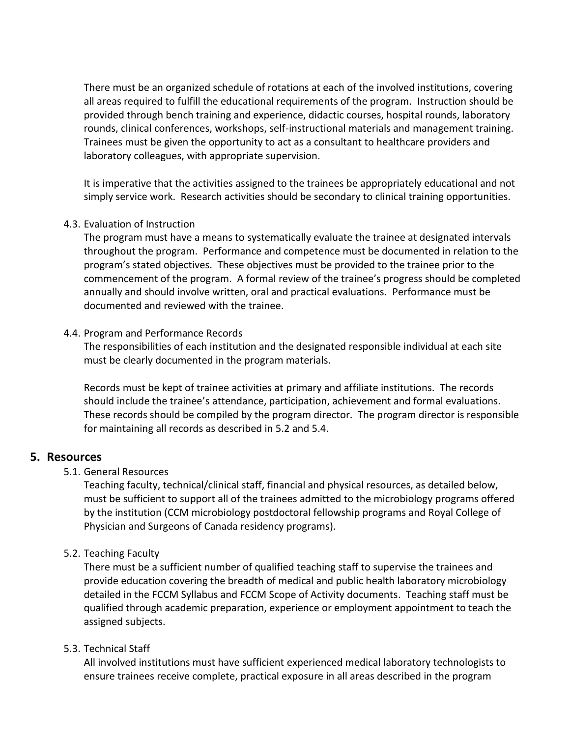There must be an organized schedule of rotations at each of the involved institutions, covering all areas required to fulfill the educational requirements of the program. Instruction should be provided through bench training and experience, didactic courses, hospital rounds, laboratory rounds, clinical conferences, workshops, self-instructional materials and management training. Trainees must be given the opportunity to act as a consultant to healthcare providers and laboratory colleagues, with appropriate supervision.

It is imperative that the activities assigned to the trainees be appropriately educational and not simply service work. Research activities should be secondary to clinical training opportunities.

4.3. Evaluation of Instruction

The program must have a means to systematically evaluate the trainee at designated intervals throughout the program. Performance and competence must be documented in relation to the program's stated objectives. These objectives must be provided to the trainee prior to the commencement of the program. A formal review of the trainee's progress should be completed annually and should involve written, oral and practical evaluations. Performance must be documented and reviewed with the trainee.

4.4. Program and Performance Records

The responsibilities of each institution and the designated responsible individual at each site must be clearly documented in the program materials.

Records must be kept of trainee activities at primary and affiliate institutions. The records should include the trainee's attendance, participation, achievement and formal evaluations. These records should be compiled by the program director. The program director is responsible for maintaining all records as described in 5.2 and 5.4.

## 5. Resources

5.1. General Resources

Teaching faculty, technical/clinical staff, financial and physical resources, as detailed below, must be sufficient to support all of the trainees admitted to the microbiology programs offered by the institution (CCM microbiology postdoctoral fellowship programs and Royal College of Physician and Surgeons of Canada residency programs).

5.2. Teaching Faculty

There must be a sufficient number of qualified teaching staff to supervise the trainees and provide education covering the breadth of medical and public health laboratory microbiology detailed in the FCCM Syllabus and FCCM Scope of Activity documents. Teaching staff must be qualified through academic preparation, experience or employment appointment to teach the assigned subjects.

5.3. Technical Staff

All involved institutions must have sufficient experienced medical laboratory technologists to ensure trainees receive complete, practical exposure in all areas described in the program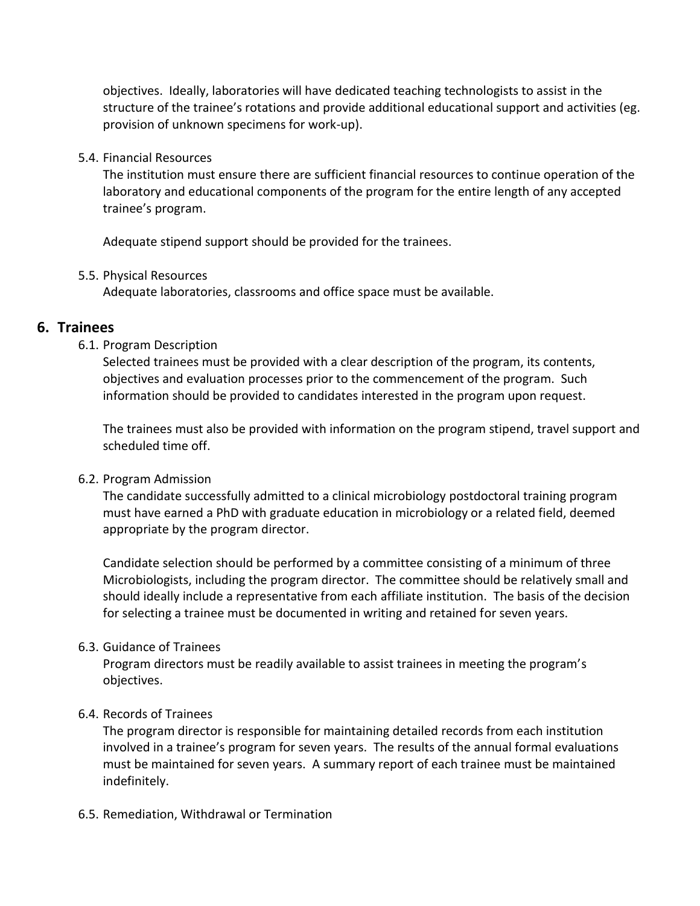objectives. Ideally, laboratories will have dedicated teaching technologists to assist in the structure of the trainee's rotations and provide additional educational support and activities (eg. provision of unknown specimens for work-up).

5.4. Financial Resources

The institution must ensure there are sufficient financial resources to continue operation of the laboratory and educational components of the program for the entire length of any accepted trainee's program.

Adequate stipend support should be provided for the trainees.

5.5. Physical Resources

Adequate laboratories, classrooms and office space must be available.

## 6. Trainees

6.1. Program Description

Selected trainees must be provided with a clear description of the program, its contents, objectives and evaluation processes prior to the commencement of the program. Such information should be provided to candidates interested in the program upon request.

The trainees must also be provided with information on the program stipend, travel support and scheduled time off.

6.2. Program Admission

The candidate successfully admitted to a clinical microbiology postdoctoral training program must have earned a PhD with graduate education in microbiology or a related field, deemed appropriate by the program director.

Candidate selection should be performed by a committee consisting of a minimum of three Microbiologists, including the program director. The committee should be relatively small and should ideally include a representative from each affiliate institution. The basis of the decision for selecting a trainee must be documented in writing and retained for seven years.

6.3. Guidance of Trainees

Program directors must be readily available to assist trainees in meeting the program's objectives.

6.4. Records of Trainees

The program director is responsible for maintaining detailed records from each institution involved in a trainee's program for seven years. The results of the annual formal evaluations must be maintained for seven years. A summary report of each trainee must be maintained indefinitely.

6.5. Remediation, Withdrawal or Termination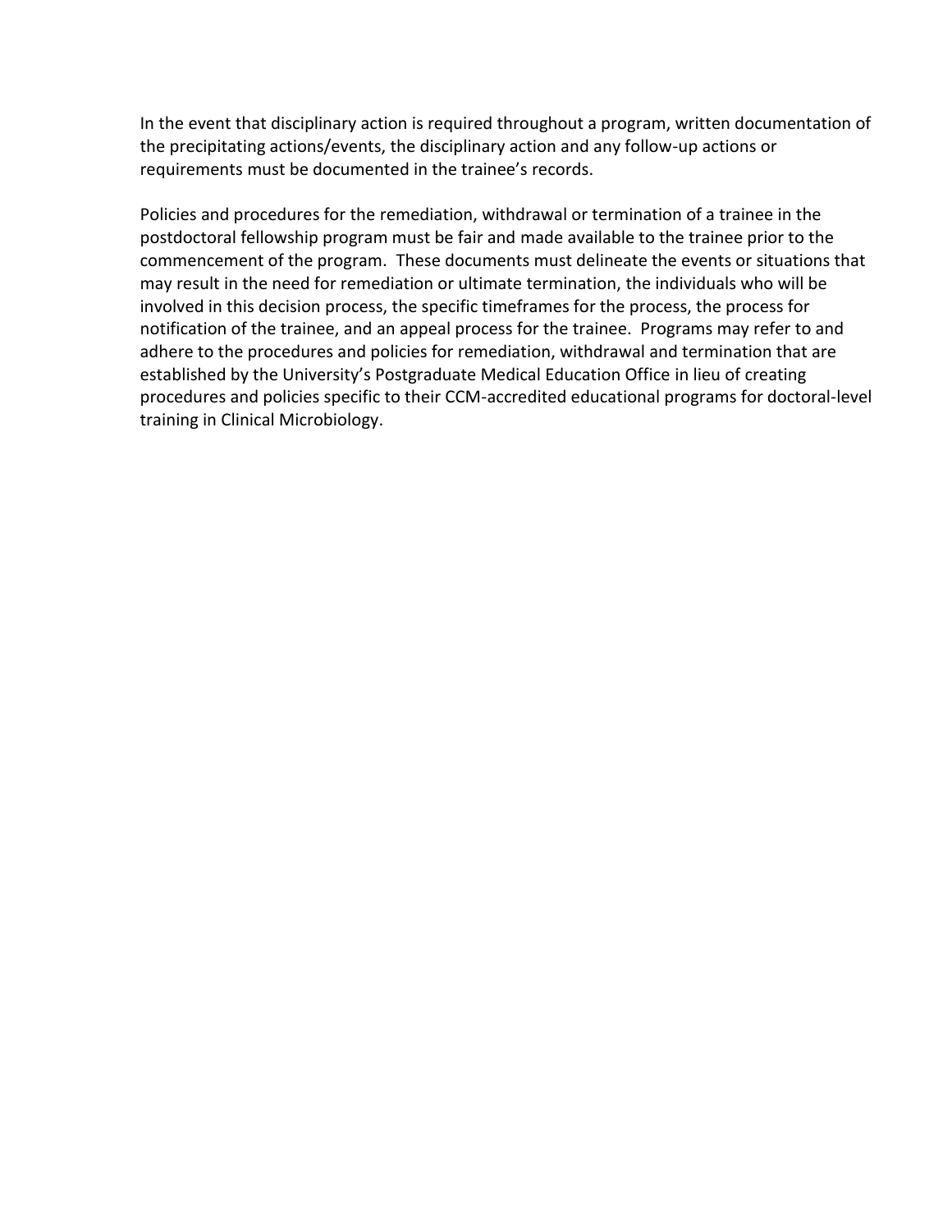In the event that disciplinary action is required throughout a program, written documentation of the precipitating actions/events, the disciplinary action and any follow-up actions or requirements must be documented in the trainee's records.

Policies and procedures for the remediation, withdrawal or termination of a trainee in the postdoctoral fellowship program must be fair and made available to the trainee prior to the commencement of the program. These documents must delineate the events or situations that may result in the need for remediation or ultimate termination, the individuals who will be involved in this decision process, the specific timeframes for the process, the process for notification of the trainee, and an appeal process for the trainee. Programs may refer to and adhere to the procedures and policies for remediation, withdrawal and termination that are established by the University's Postgraduate Medical Education Office in lieu of creating procedures and policies specific to their CCM-accredited educational programs for doctoral-level training in Clinical Microbiology.